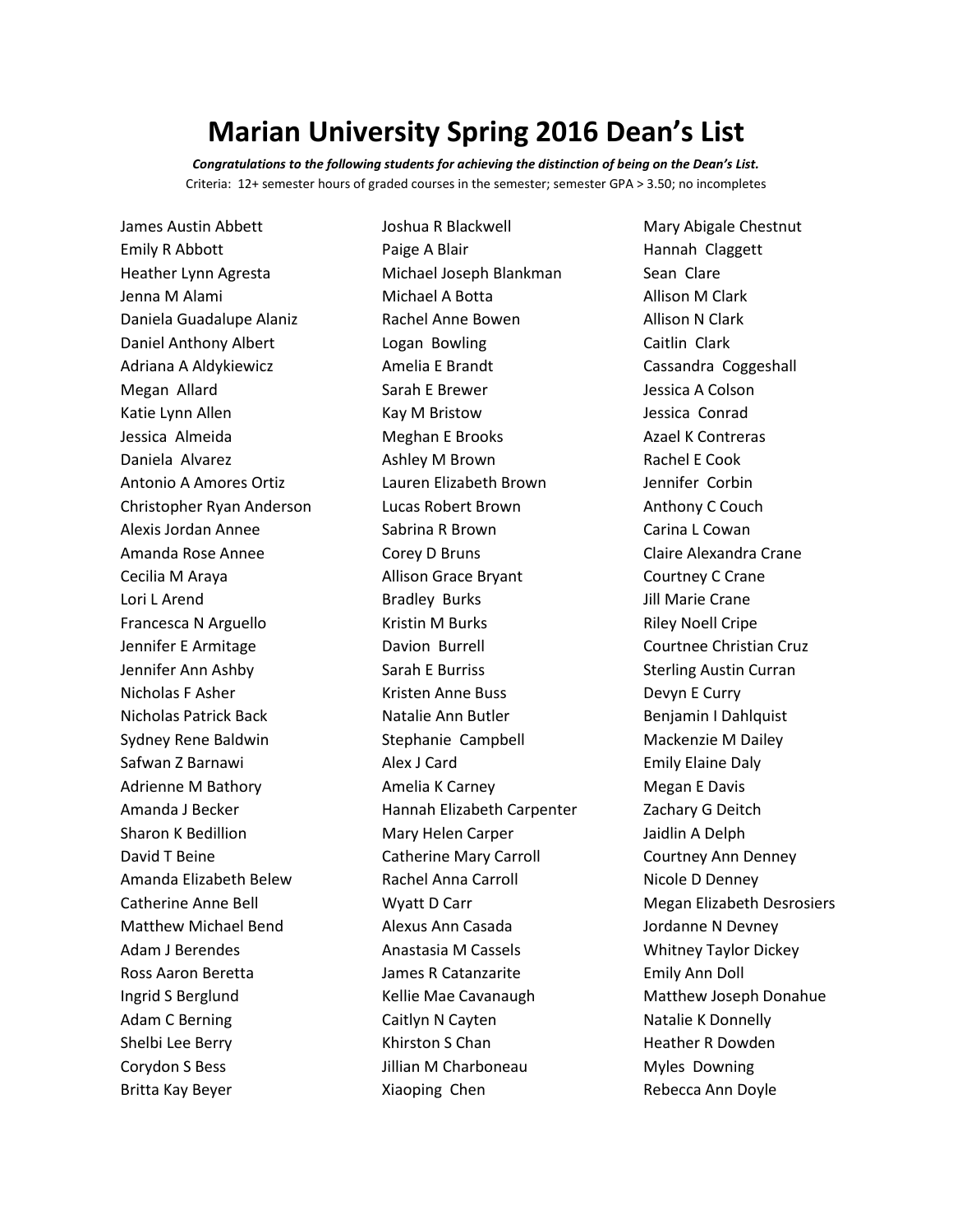# Marian University Spring 2016 Dean's List

***Congratulations to the following students for achieving the distinction of being on the Dean's List.***

Criteria: 12+ semester hours of graded courses in the semester; semester GPA > 3.50; no incompletes

James Austin Abbett
Emily R Abbott
Heather Lynn Agresta
Jenna M Alami
Daniela Guadalupe Alaniz
Daniel Anthony Albert
Adriana A Aldykiewicz
Megan Allard
Katie Lynn Allen
Jessica Almeida
Daniela Alvarez
Antonio A Amores Ortiz
Christopher Ryan Anderson
Alexis Jordan Annee
Amanda Rose Annee
Cecilia M Araya
Lori L Arend
Francesca N Arguello
Jennifer E Armitage
Jennifer Ann Ashby
Nicholas F Asher
Nicholas Patrick Back
Sydney Rene Baldwin
Safwan Z Barnawi
Adrienne M Bathory
Amanda J Becker
Sharon K Bedillion
David T Beine
Amanda Elizabeth Belew
Catherine Anne Bell
Matthew Michael Bend
Adam J Berendes
Ross Aaron Beretta
Ingrid S Berglund
Adam C Berning
Shelbi Lee Berry
Corydon S Bess
Britta Kay Beyer
Joshua R Blackwell
Paige A Blair
Michael Joseph Blankman
Michael A Botta
Rachel Anne Bowen
Logan Bowling
Amelia E Brandt
Sarah E Brewer
Kay M Bristow
Meghan E Brooks
Ashley M Brown
Lauren Elizabeth Brown
Lucas Robert Brown
Sabrina R Brown
Corey D Bruns
Allison Grace Bryant
Bradley Burks
Kristin M Burks
Davion Burrell
Sarah E Burriss
Kristen Anne Buss
Natalie Ann Butler
Stephanie Campbell
Alex J Card
Amelia K Carney
Hannah Elizabeth Carpenter
Mary Helen Carper
Catherine Mary Carroll
Rachel Anna Carroll
Wyatt D Carr
Alexus Ann Casada
Anastasia M Cassels
James R Catanzarite
Kellie Mae Cavanaugh
Caitlyn N Cayten
Khirston S Chan
Jillian M Charboneau
Xiaoping Chen
Mary Abigale Chestnut
Hannah Claggett
Sean Clare
Allison M Clark
Allison N Clark
Caitlin Clark
Cassandra Coggeshall
Jessica A Colson
Jessica Conrad
Azael K Contreras
Rachel E Cook
Jennifer Corbin
Anthony C Couch
Carina L Cowan
Claire Alexandra Crane
Courtney C Crane
Jill Marie Crane
Riley Noell Cripe
Courtnee Christian Cruz
Sterling Austin Curran
Devyn E Curry
Benjamin I Dahlquist
Mackenzie M Dailey
Emily Elaine Daly
Megan E Davis
Zachary G Deitch
Jaidlin A Delph
Courtney Ann Denney
Nicole D Denney
Megan Elizabeth Desrosiers
Jordanne N Devney
Whitney Taylor Dickey
Emily Ann Doll
Matthew Joseph Donahue
Natalie K Donnelly
Heather R Dowden
Myles Downing
Rebecca Ann Doyle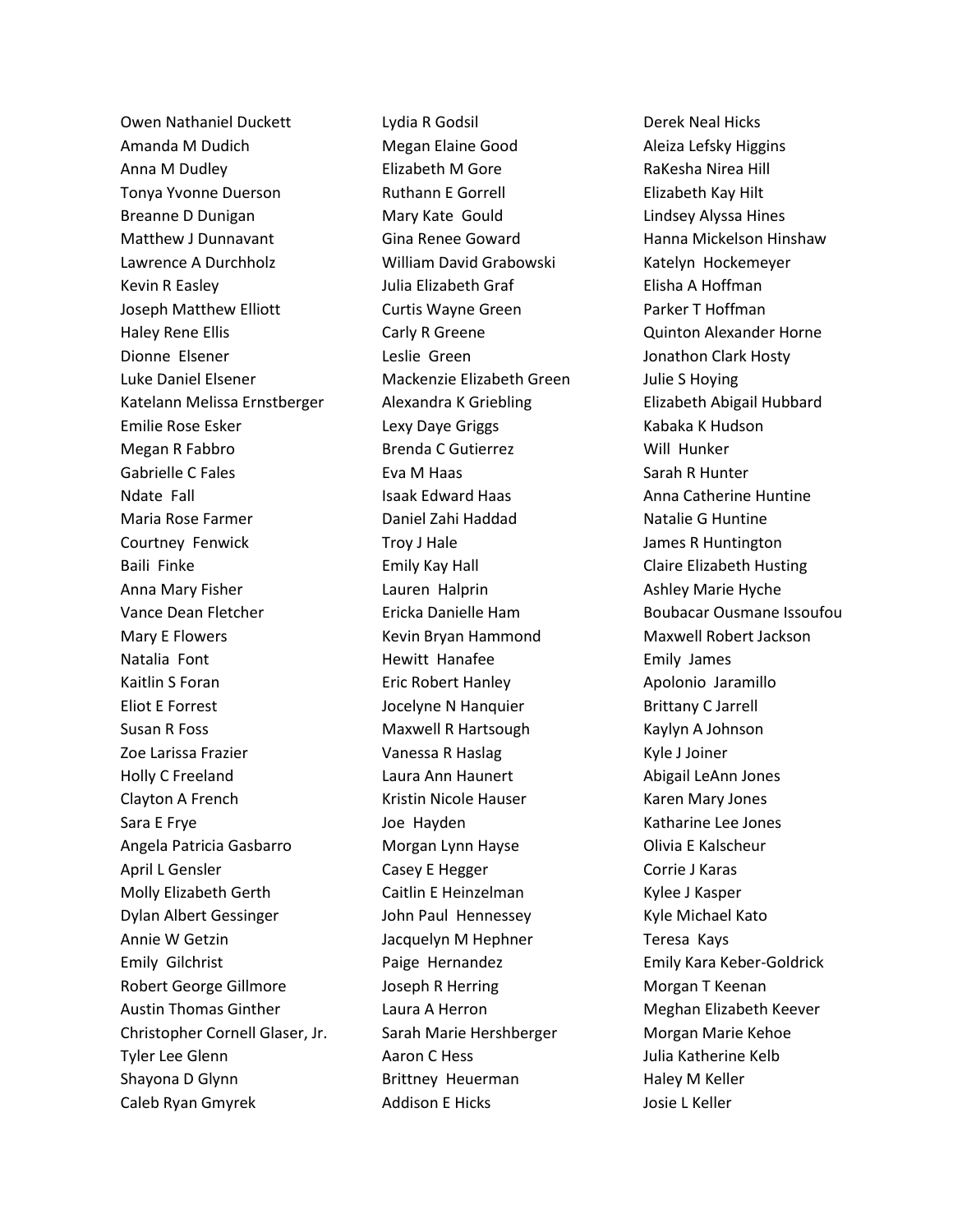Owen Nathaniel Duckett
Amanda M Dudich
Anna M Dudley
Tonya Yvonne Duerson
Breanne D Dunigan
Matthew J Dunnavant
Lawrence A Durchholz
Kevin R Easley
Joseph Matthew Elliott
Haley Rene Ellis
Dionne Elsener
Luke Daniel Elsener
Katelann Melissa Ernstberger
Emilie Rose Esker
Megan R Fabbro
Gabrielle C Fales
Ndate Fall
Maria Rose Farmer
Courtney Fenwick
Baili Finke
Anna Mary Fisher
Vance Dean Fletcher
Mary E Flowers
Natalia Font
Kaitlin S Foran
Eliot E Forrest
Susan R Foss
Zoe Larissa Frazier
Holly C Freeland
Clayton A French
Sara E Frye
Angela Patricia Gasbarro
April L Gensler
Molly Elizabeth Gerth
Dylan Albert Gessinger
Annie W Getzin
Emily Gilchrist
Robert George Gillmore
Austin Thomas Ginther
Christopher Cornell Glaser, Jr.
Tyler Lee Glenn
Shayona D Glynn
Caleb Ryan Gmyrek
Lydia R Godsil
Megan Elaine Good
Elizabeth M Gore
Ruthann E Gorrell
Mary Kate Gould
Gina Renee Goward
William David Grabowski
Julia Elizabeth Graf
Curtis Wayne Green
Carly R Greene
Leslie Green
Mackenzie Elizabeth Green
Alexandra K Griebling
Lexy Daye Griggs
Brenda C Gutierrez
Eva M Haas
Isaak Edward Haas
Daniel Zahi Haddad
Troy J Hale
Emily Kay Hall
Lauren Halprin
Ericka Danielle Ham
Kevin Bryan Hammond
Hewitt Hanafee
Eric Robert Hanley
Jocelyne N Hanquier
Maxwell R Hartsough
Vanessa R Haslag
Laura Ann Haunert
Kristin Nicole Hauser
Joe Hayden
Morgan Lynn Hayse
Casey E Hegger
Caitlin E Heinzelman
John Paul Hennessey
Jacquelyn M Hephner
Paige Hernandez
Joseph R Herring
Laura A Herron
Sarah Marie Hershberger
Aaron C Hess
Brittney Heuerman
Addison E Hicks
Derek Neal Hicks
Aleiza Lefsky Higgins
RaKesha Nirea Hill
Elizabeth Kay Hilt
Lindsey Alyssa Hines
Hanna Mickelson Hinshaw
Katelyn Hockemeyer
Elisha A Hoffman
Parker T Hoffman
Quinton Alexander Horne
Jonathon Clark Hosty
Julie S Hoying
Elizabeth Abigail Hubbard
Kabaka K Hudson
Will Hunker
Sarah R Hunter
Anna Catherine Huntine
Natalie G Huntine
James R Huntington
Claire Elizabeth Husting
Ashley Marie Hyche
Boubacar Ousmane Issoufou
Maxwell Robert Jackson
Emily James
Apolonio Jaramillo
Brittany C Jarrell
Kaylyn A Johnson
Kyle J Joiner
Abigail LeAnn Jones
Karen Mary Jones
Katharine Lee Jones
Olivia E Kalscheur
Corrie J Karas
Kylee J Kasper
Kyle Michael Kato
Teresa Kays
Emily Kara Keber-Goldrick
Morgan T Keenan
Meghan Elizabeth Keever
Morgan Marie Kehoe
Julia Katherine Kelb
Haley M Keller
Josie L Keller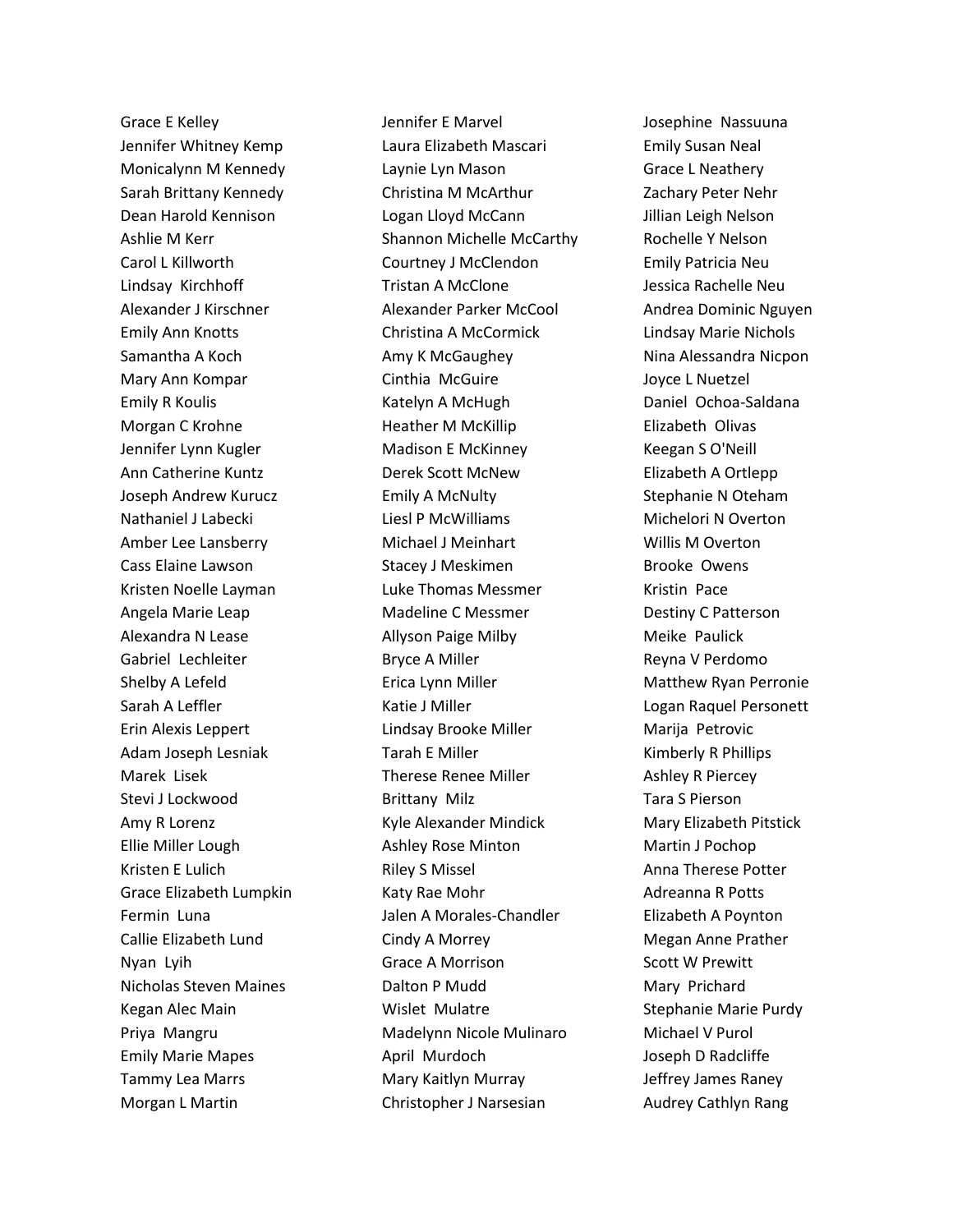Grace E Kelley
Jennifer Whitney Kemp
Monicalynn M Kennedy
Sarah Brittany Kennedy
Dean Harold Kennison
Ashlie M Kerr
Carol L Killworth
Lindsay Kirchhoff
Alexander J Kirschner
Emily Ann Knotts
Samantha A Koch
Mary Ann Kompar
Emily R Koulis
Morgan C Krohne
Jennifer Lynn Kugler
Ann Catherine Kuntz
Joseph Andrew Kurucz
Nathaniel J Labecki
Amber Lee Lansberry
Cass Elaine Lawson
Kristen Noelle Layman
Angela Marie Leap
Alexandra N Lease
Gabriel Lechleiter
Shelby A Lefeld
Sarah A Leffler
Erin Alexis Leppert
Adam Joseph Lesniak
Marek Lisek
Stevi J Lockwood
Amy R Lorenz
Ellie Miller Lough
Kristen E Lulich
Grace Elizabeth Lumpkin
Fermin Luna
Callie Elizabeth Lund
Nyan Lyih
Nicholas Steven Maines
Kegan Alec Main
Priya Mangru
Emily Marie Mapes
Tammy Lea Marrs
Morgan L Martin
Jennifer E Marvel
Laura Elizabeth Mascari
Laynie Lyn Mason
Christina M McArthur
Logan Lloyd McCann
Shannon Michelle McCarthy
Courtney J McClendon
Tristan A McClone
Alexander Parker McCool
Christina A McCormick
Amy K McGaughey
Cinthia McGuire
Katelyn A McHugh
Heather M McKillip
Madison E McKinney
Derek Scott McNew
Emily A McNulty
Liesl P McWilliams
Michael J Meinhart
Stacey J Meskimen
Luke Thomas Messmer
Madeline C Messmer
Allyson Paige Milby
Bryce A Miller
Erica Lynn Miller
Katie J Miller
Lindsay Brooke Miller
Tarah E Miller
Therese Renee Miller
Brittany Milz
Kyle Alexander Mindick
Ashley Rose Minton
Riley S Missel
Katy Rae Mohr
Jalen A Morales-Chandler
Cindy A Morrey
Grace A Morrison
Dalton P Mudd
Wislet Mulatre
Madelynn Nicole Mulinaro
April Murdoch
Mary Kaitlyn Murray
Christopher J Narsesian
Josephine Nassuuna
Emily Susan Neal
Grace L Neathery
Zachary Peter Nehr
Jillian Leigh Nelson
Rochelle Y Nelson
Emily Patricia Neu
Jessica Rachelle Neu
Andrea Dominic Nguyen
Lindsay Marie Nichols
Nina Alessandra Nicpon
Joyce L Nuetzel
Daniel Ochoa-Saldana
Elizabeth Olivas
Keegan S O'Neill
Elizabeth A Ortlepp
Stephanie N Oteham
Michelori N Overton
Willis M Overton
Brooke Owens
Kristin Pace
Destiny C Patterson
Meike Paulick
Reyna V Perdomo
Matthew Ryan Perronie
Logan Raquel Personett
Marija Petrovic
Kimberly R Phillips
Ashley R Piercey
Tara S Pierson
Mary Elizabeth Pitstick
Martin J Pochop
Anna Therese Potter
Adreanna R Potts
Elizabeth A Poynton
Megan Anne Prather
Scott W Prewitt
Mary Prichard
Stephanie Marie Purdy
Michael V Purol
Joseph D Radcliffe
Jeffrey James Raney
Audrey Cathlyn Rang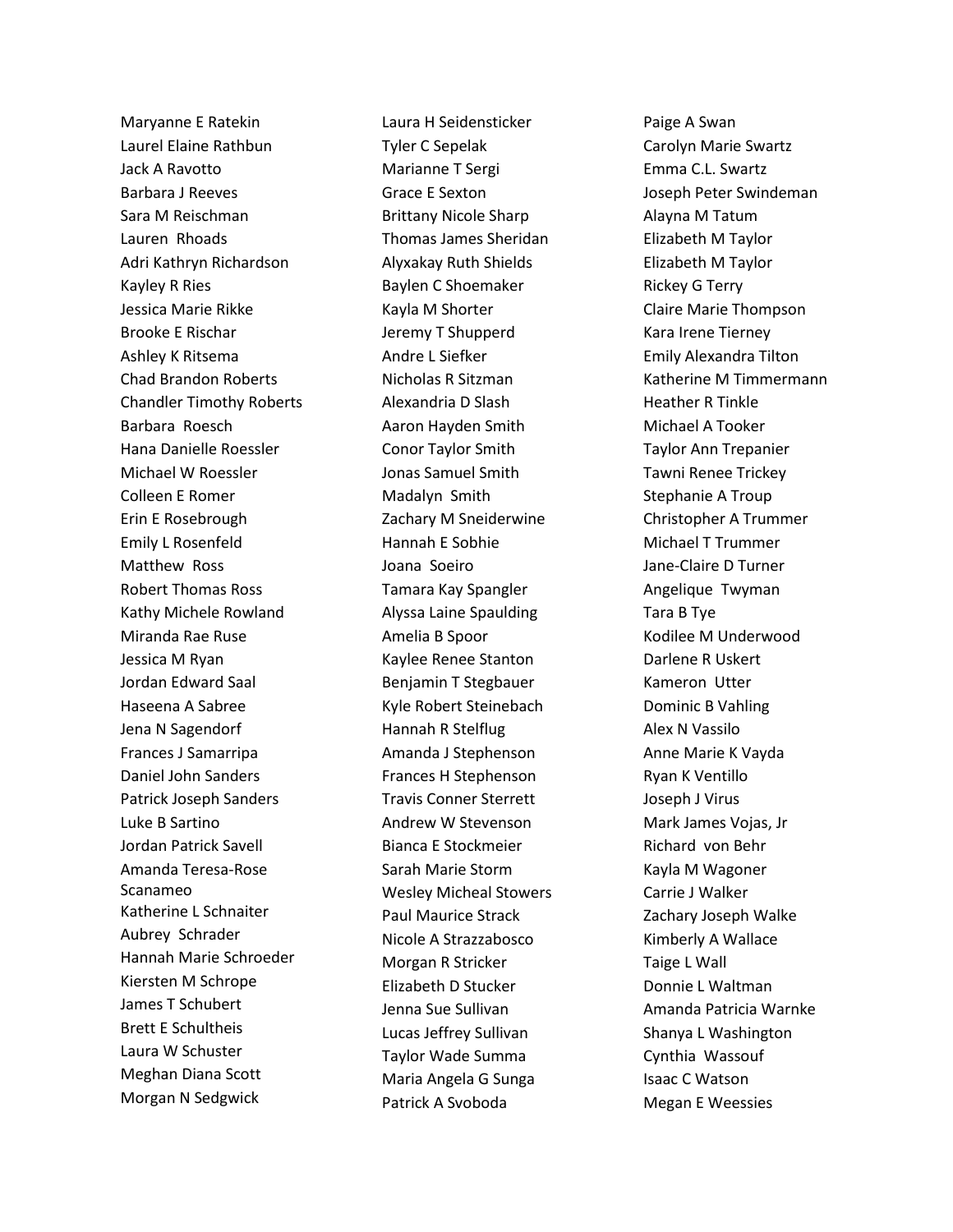Maryanne E Ratekin
Laurel Elaine Rathbun
Jack A Ravotto
Barbara J Reeves
Sara M Reischman
Lauren Rhoads
Adri Kathryn Richardson
Kayley R Ries
Jessica Marie Rikke
Brooke E Rischar
Ashley K Ritsema
Chad Brandon Roberts
Chandler Timothy Roberts
Barbara Roesch
Hana Danielle Roessler
Michael W Roessler
Colleen E Romer
Erin E Rosebrough
Emily L Rosenfeld
Matthew Ross
Robert Thomas Ross
Kathy Michele Rowland
Miranda Rae Ruse
Jessica M Ryan
Jordan Edward Saal
Haseena A Sabree
Jena N Sagendorf
Frances J Samarripa
Daniel John Sanders
Patrick Joseph Sanders
Luke B Sartino
Jordan Patrick Savell
Amanda Teresa-Rose Scanameo
Katherine L Schnaiter
Aubrey Schrader
Hannah Marie Schroeder
Kiersten M Schrope
James T Schubert
Brett E Schultheis
Laura W Schuster
Meghan Diana Scott
Morgan N Sedgwick
Laura H Seidensticker
Tyler C Sepelak
Marianne T Sergi
Grace E Sexton
Brittany Nicole Sharp
Thomas James Sheridan
Alyxakay Ruth Shields
Baylen C Shoemaker
Kayla M Shorter
Jeremy T Shupperd
Andre L Siefker
Nicholas R Sitzman
Alexandria D Slash
Aaron Hayden Smith
Conor Taylor Smith
Jonas Samuel Smith
Madalyn Smith
Zachary M Sneiderwine
Hannah E Sobhie
Joana Soeiro
Tamara Kay Spangler
Alyssa Laine Spaulding
Amelia B Spoor
Kaylee Renee Stanton
Benjamin T Stegbauer
Kyle Robert Steinebach
Hannah R Stelflug
Amanda J Stephenson
Frances H Stephenson
Travis Conner Sterrett
Andrew W Stevenson
Bianca E Stockmeier
Sarah Marie Storm
Wesley Micheal Stowers
Paul Maurice Strack
Nicole A Strazzabosco
Morgan R Stricker
Elizabeth D Stucker
Jenna Sue Sullivan
Lucas Jeffrey Sullivan
Taylor Wade Summa
Maria Angela G Sunga
Patrick A Svoboda
Paige A Swan
Carolyn Marie Swartz
Emma C.L. Swartz
Joseph Peter Swindeman
Alayna M Tatum
Elizabeth M Taylor
Elizabeth M Taylor
Rickey G Terry
Claire Marie Thompson
Kara Irene Tierney
Emily Alexandra Tilton
Katherine M Timmermann
Heather R Tinkle
Michael A Tooker
Taylor Ann Trepanier
Tawni Renee Trickey
Stephanie A Troup
Christopher A Trummer
Michael T Trummer
Jane-Claire D Turner
Angelique Twyman
Tara B Tye
Kodilee M Underwood
Darlene R Uskert
Kameron Utter
Dominic B Vahling
Alex N Vassilo
Anne Marie K Vayda
Ryan K Ventillo
Joseph J Virus
Mark James Vojas, Jr
Richard von Behr
Kayla M Wagoner
Carrie J Walker
Zachary Joseph Walke
Kimberly A Wallace
Taige L Wall
Donnie L Waltman
Amanda Patricia Warnke
Shanya L Washington
Cynthia Wassouf
Isaac C Watson
Megan E Weessies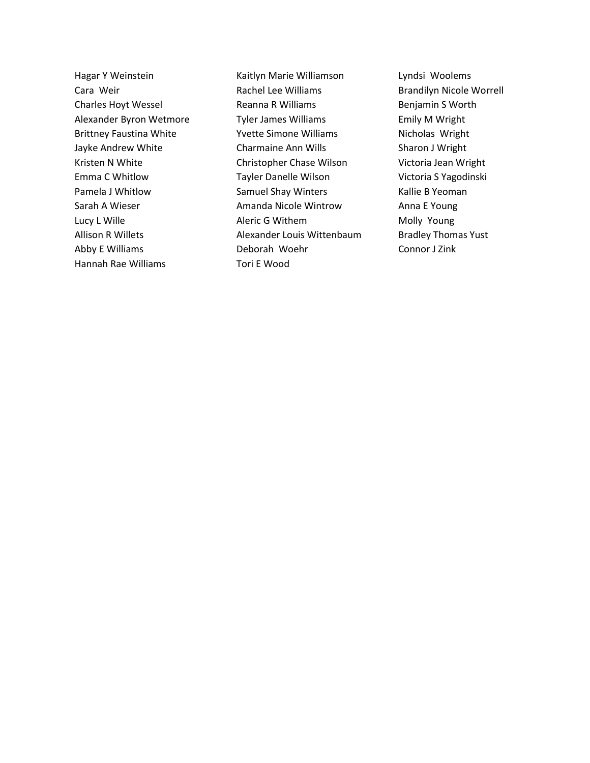Hagar Y Weinstein
Cara Weir
Charles Hoyt Wessel
Alexander Byron Wetmore
Brittney Faustina White
Jayke Andrew White
Kristen N White
Emma C Whitlow
Pamela J Whitlow
Sarah A Wieser
Lucy L Wille
Allison R Willets
Abby E Williams
Hannah Rae Williams
Kaitlyn Marie Williamson
Rachel Lee Williams
Reanna R Williams
Tyler James Williams
Yvette Simone Williams
Charmaine Ann Wills
Christopher Chase Wilson
Tayler Danelle Wilson
Samuel Shay Winters
Amanda Nicole Wintrow
Aleric G Withem
Alexander Louis Wittenbaum
Deborah Woehr
Tori E Wood
Lyndsi Woolems
Brandilyn Nicole Worrell
Benjamin S Worth
Emily M Wright
Nicholas Wright
Sharon J Wright
Victoria Jean Wright
Victoria S Yagodinski
Kallie B Yeoman
Anna E Young
Molly Young
Bradley Thomas Yust
Connor J Zink